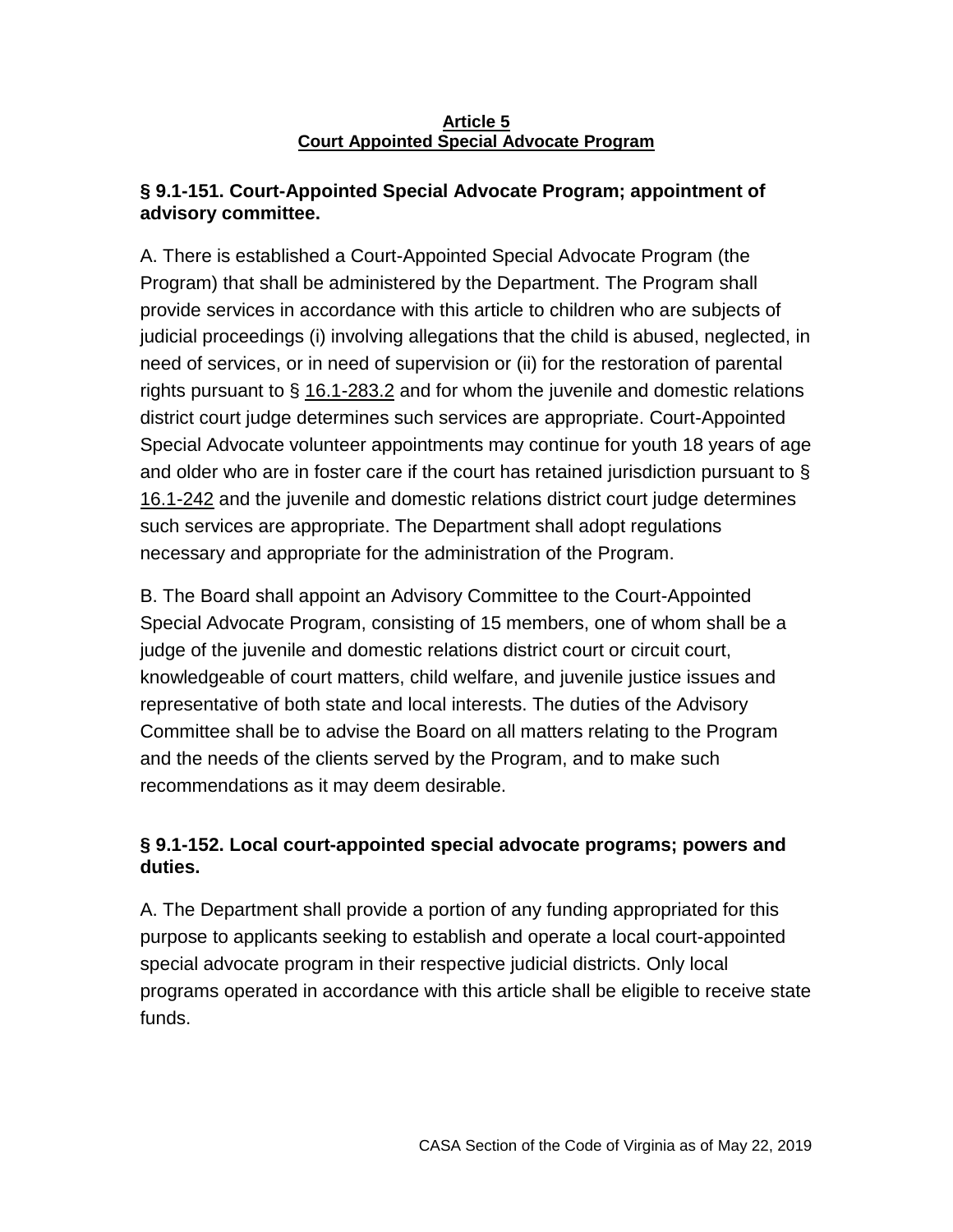# Article 5
# Court Appointed Special Advocate Program

## § 9.1-151. Court-Appointed Special Advocate Program; appointment of advisory committee.

A. There is established a Court-Appointed Special Advocate Program (the Program) that shall be administered by the Department. The Program shall provide services in accordance with this article to children who are subjects of judicial proceedings (i) involving allegations that the child is abused, neglected, in need of services, or in need of supervision or (ii) for the restoration of parental rights pursuant to § 16.1-283.2 and for whom the juvenile and domestic relations district court judge determines such services are appropriate. Court-Appointed Special Advocate volunteer appointments may continue for youth 18 years of age and older who are in foster care if the court has retained jurisdiction pursuant to § 16.1-242 and the juvenile and domestic relations district court judge determines such services are appropriate. The Department shall adopt regulations necessary and appropriate for the administration of the Program.

B. The Board shall appoint an Advisory Committee to the Court-Appointed Special Advocate Program, consisting of 15 members, one of whom shall be a judge of the juvenile and domestic relations district court or circuit court, knowledgeable of court matters, child welfare, and juvenile justice issues and representative of both state and local interests. The duties of the Advisory Committee shall be to advise the Board on all matters relating to the Program and the needs of the clients served by the Program, and to make such recommendations as it may deem desirable.

## § 9.1-152. Local court-appointed special advocate programs; powers and duties.

A. The Department shall provide a portion of any funding appropriated for this purpose to applicants seeking to establish and operate a local court-appointed special advocate program in their respective judicial districts. Only local programs operated in accordance with this article shall be eligible to receive state funds.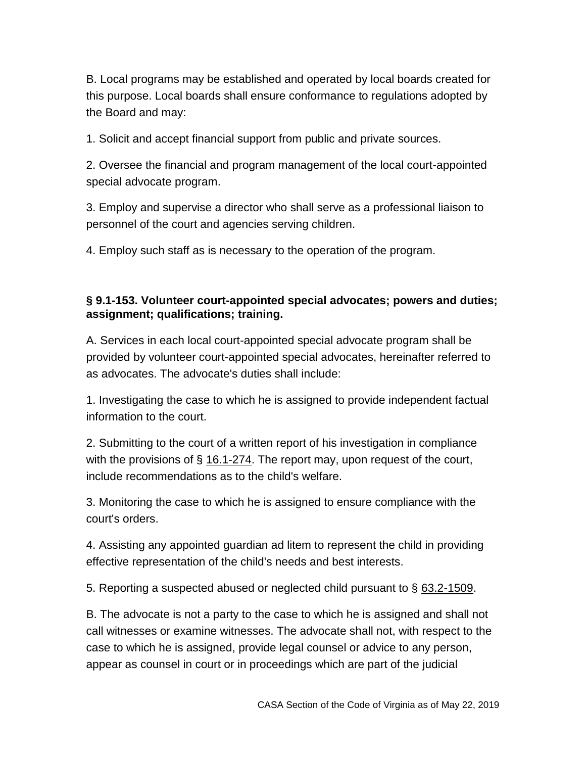B. Local programs may be established and operated by local boards created for this purpose. Local boards shall ensure conformance to regulations adopted by the Board and may:

1. Solicit and accept financial support from public and private sources.

2. Oversee the financial and program management of the local court-appointed special advocate program.

3. Employ and supervise a director who shall serve as a professional liaison to personnel of the court and agencies serving children.

4. Employ such staff as is necessary to the operation of the program.

**§ 9.1-153. Volunteer court-appointed special advocates; powers and duties; assignment; qualifications; training.**

A. Services in each local court-appointed special advocate program shall be provided by volunteer court-appointed special advocates, hereinafter referred to as advocates. The advocate's duties shall include:

1. Investigating the case to which he is assigned to provide independent factual information to the court.

2. Submitting to the court of a written report of his investigation in compliance with the provisions of § 16.1-274. The report may, upon request of the court, include recommendations as to the child's welfare.

3. Monitoring the case to which he is assigned to ensure compliance with the court's orders.

4. Assisting any appointed guardian ad litem to represent the child in providing effective representation of the child's needs and best interests.

5. Reporting a suspected abused or neglected child pursuant to § 63.2-1509.

B. The advocate is not a party to the case to which he is assigned and shall not call witnesses or examine witnesses. The advocate shall not, with respect to the case to which he is assigned, provide legal counsel or advice to any person, appear as counsel in court or in proceedings which are part of the judicial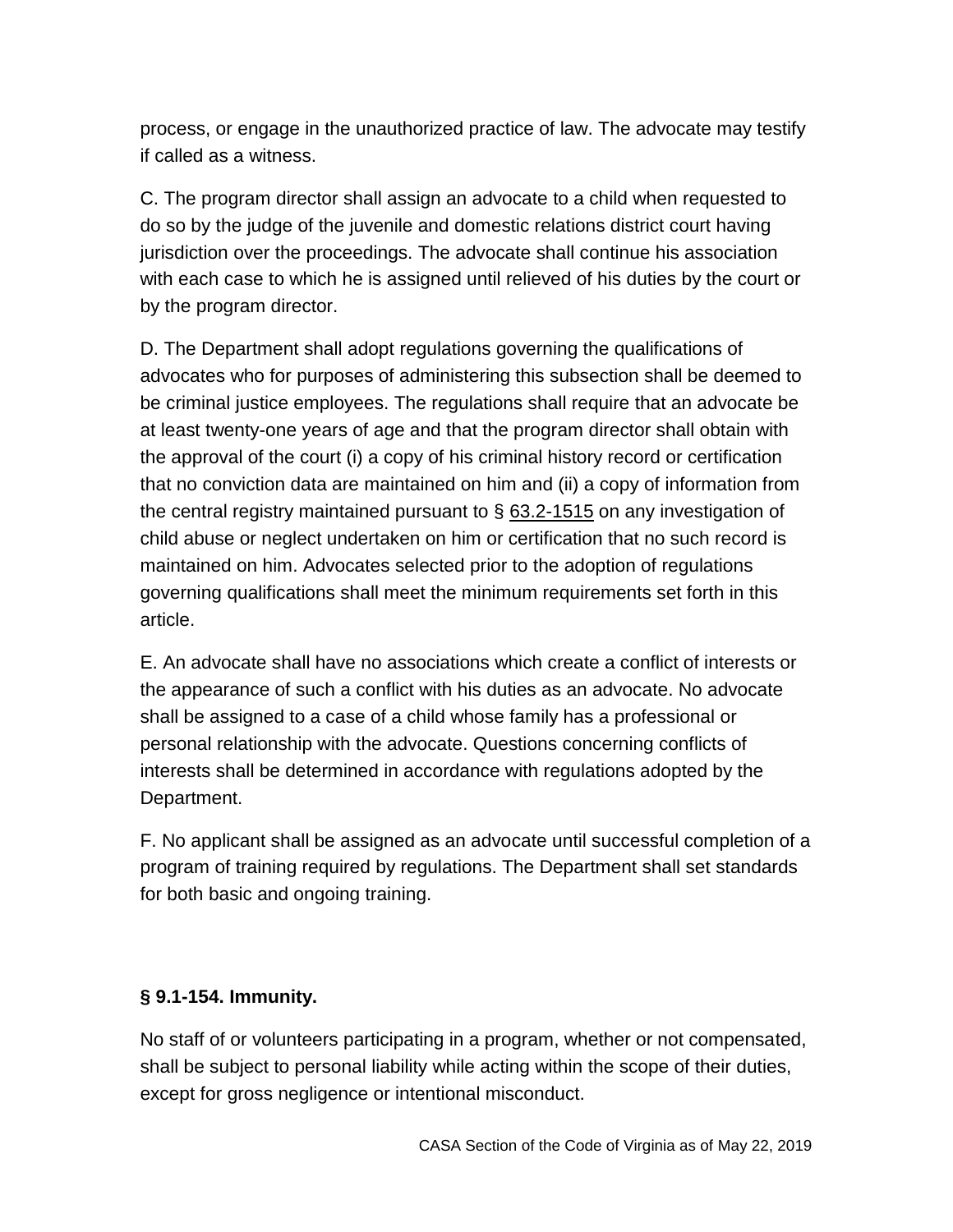process, or engage in the unauthorized practice of law. The advocate may testify if called as a witness.

C. The program director shall assign an advocate to a child when requested to do so by the judge of the juvenile and domestic relations district court having jurisdiction over the proceedings. The advocate shall continue his association with each case to which he is assigned until relieved of his duties by the court or by the program director.

D. The Department shall adopt regulations governing the qualifications of advocates who for purposes of administering this subsection shall be deemed to be criminal justice employees. The regulations shall require that an advocate be at least twenty-one years of age and that the program director shall obtain with the approval of the court (i) a copy of his criminal history record or certification that no conviction data are maintained on him and (ii) a copy of information from the central registry maintained pursuant to § 63.2-1515 on any investigation of child abuse or neglect undertaken on him or certification that no such record is maintained on him. Advocates selected prior to the adoption of regulations governing qualifications shall meet the minimum requirements set forth in this article.

E. An advocate shall have no associations which create a conflict of interests or the appearance of such a conflict with his duties as an advocate. No advocate shall be assigned to a case of a child whose family has a professional or personal relationship with the advocate. Questions concerning conflicts of interests shall be determined in accordance with regulations adopted by the Department.

F. No applicant shall be assigned as an advocate until successful completion of a program of training required by regulations. The Department shall set standards for both basic and ongoing training.

**§ 9.1-154. Immunity.**

No staff of or volunteers participating in a program, whether or not compensated, shall be subject to personal liability while acting within the scope of their duties, except for gross negligence or intentional misconduct.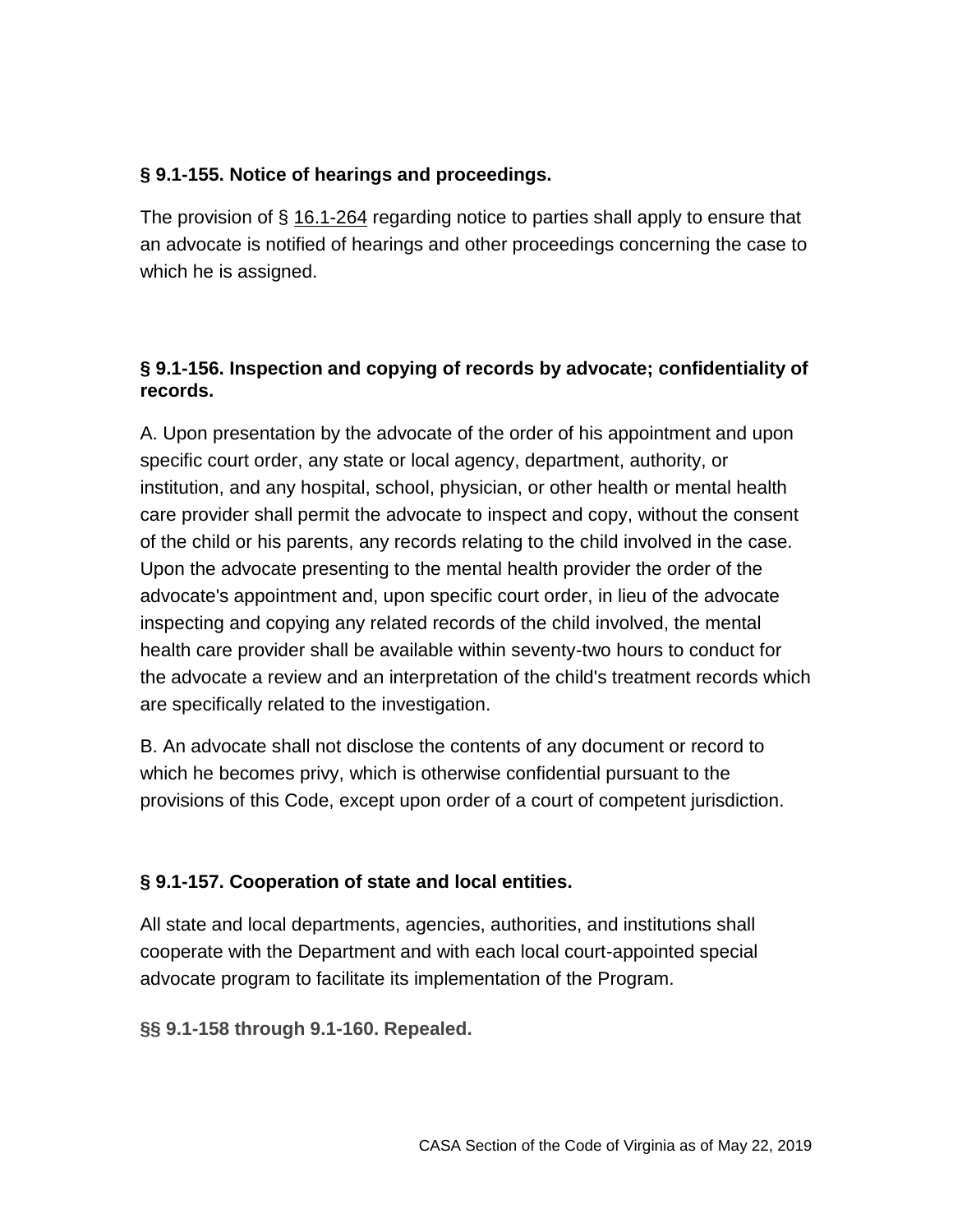### § 9.1-155. Notice of hearings and proceedings.

The provision of § 16.1-264 regarding notice to parties shall apply to ensure that an advocate is notified of hearings and other proceedings concerning the case to which he is assigned.

### § 9.1-156. Inspection and copying of records by advocate; confidentiality of records.

A. Upon presentation by the advocate of the order of his appointment and upon specific court order, any state or local agency, department, authority, or institution, and any hospital, school, physician, or other health or mental health care provider shall permit the advocate to inspect and copy, without the consent of the child or his parents, any records relating to the child involved in the case. Upon the advocate presenting to the mental health provider the order of the advocate's appointment and, upon specific court order, in lieu of the advocate inspecting and copying any related records of the child involved, the mental health care provider shall be available within seventy-two hours to conduct for the advocate a review and an interpretation of the child's treatment records which are specifically related to the investigation.

B. An advocate shall not disclose the contents of any document or record to which he becomes privy, which is otherwise confidential pursuant to the provisions of this Code, except upon order of a court of competent jurisdiction.

### § 9.1-157. Cooperation of state and local entities.

All state and local departments, agencies, authorities, and institutions shall cooperate with the Department and with each local court-appointed special advocate program to facilitate its implementation of the Program.

**§§ 9.1-158 through 9.1-160. Repealed.**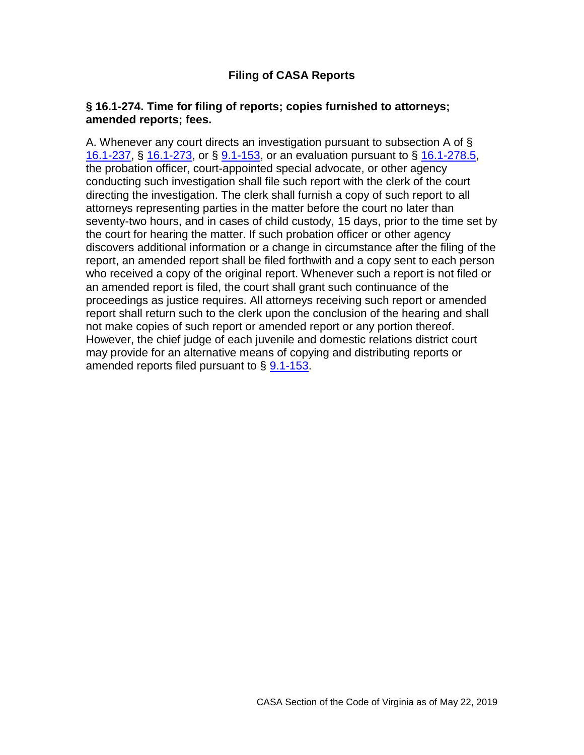## Filing of CASA Reports

### § 16.1-274. Time for filing of reports; copies furnished to attorneys; amended reports; fees.

A. Whenever any court directs an investigation pursuant to subsection A of § 16.1-237, § 16.1-273, or § 9.1-153, or an evaluation pursuant to § 16.1-278.5, the probation officer, court-appointed special advocate, or other agency conducting such investigation shall file such report with the clerk of the court directing the investigation. The clerk shall furnish a copy of such report to all attorneys representing parties in the matter before the court no later than seventy-two hours, and in cases of child custody, 15 days, prior to the time set by the court for hearing the matter. If such probation officer or other agency discovers additional information or a change in circumstance after the filing of the report, an amended report shall be filed forthwith and a copy sent to each person who received a copy of the original report. Whenever such a report is not filed or an amended report is filed, the court shall grant such continuance of the proceedings as justice requires. All attorneys receiving such report or amended report shall return such to the clerk upon the conclusion of the hearing and shall not make copies of such report or amended report or any portion thereof. However, the chief judge of each juvenile and domestic relations district court may provide for an alternative means of copying and distributing reports or amended reports filed pursuant to § 9.1-153.